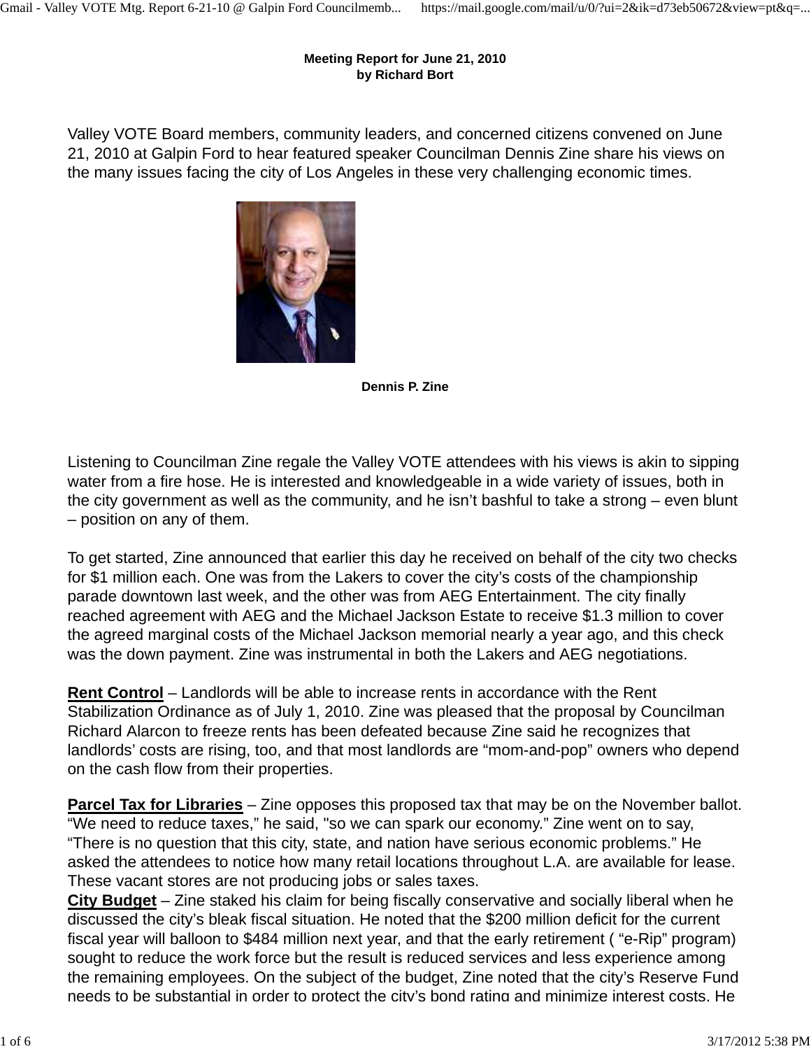**Meeting Report for June 21, 2010**
**by Richard Bort**

Valley VOTE Board members, community leaders, and concerned citizens convened on June 21, 2010 at Galpin Ford to hear featured speaker Councilman Dennis Zine share his views on the many issues facing the city of Los Angeles in these very challenging economic times.

**Dennis P. Zine**

Listening to Councilman Zine regale the Valley VOTE attendees with his views is akin to sipping water from a fire hose. He is interested and knowledgeable in a wide variety of issues, both in the city government as well as the community, and he isn't bashful to take a strong – even blunt – position on any of them.

To get started, Zine announced that earlier this day he received on behalf of the city two checks for $1 million each. One was from the Lakers to cover the city's costs of the championship parade downtown last week, and the other was from AEG Entertainment. The city finally reached agreement with AEG and the Michael Jackson Estate to receive $1.3 million to cover the agreed marginal costs of the Michael Jackson memorial nearly a year ago, and this check was the down payment. Zine was instrumental in both the Lakers and AEG negotiations.

**Rent Control** – Landlords will be able to increase rents in accordance with the Rent Stabilization Ordinance as of July 1, 2010. Zine was pleased that the proposal by Councilman Richard Alarcon to freeze rents has been defeated because Zine said he recognizes that landlords' costs are rising, too, and that most landlords are "mom-and-pop" owners who depend on the cash flow from their properties.

**Parcel Tax for Libraries** – Zine opposes this proposed tax that may be on the November ballot. "We need to reduce taxes," he said, "so we can spark our economy." Zine went on to say, "There is no question that this city, state, and nation have serious economic problems." He asked the attendees to notice how many retail locations throughout L.A. are available for lease. These vacant stores are not producing jobs or sales taxes.

**City Budget** – Zine staked his claim for being fiscally conservative and socially liberal when he discussed the city's bleak fiscal situation. He noted that the $200 million deficit for the current fiscal year will balloon to $484 million next year, and that the early retirement ( "e-Rip" program) sought to reduce the work force but the result is reduced services and less experience among the remaining employees. On the subject of the budget, Zine noted that the city's Reserve Fund needs to be substantial in order to protect the city's bond rating and minimize interest costs. He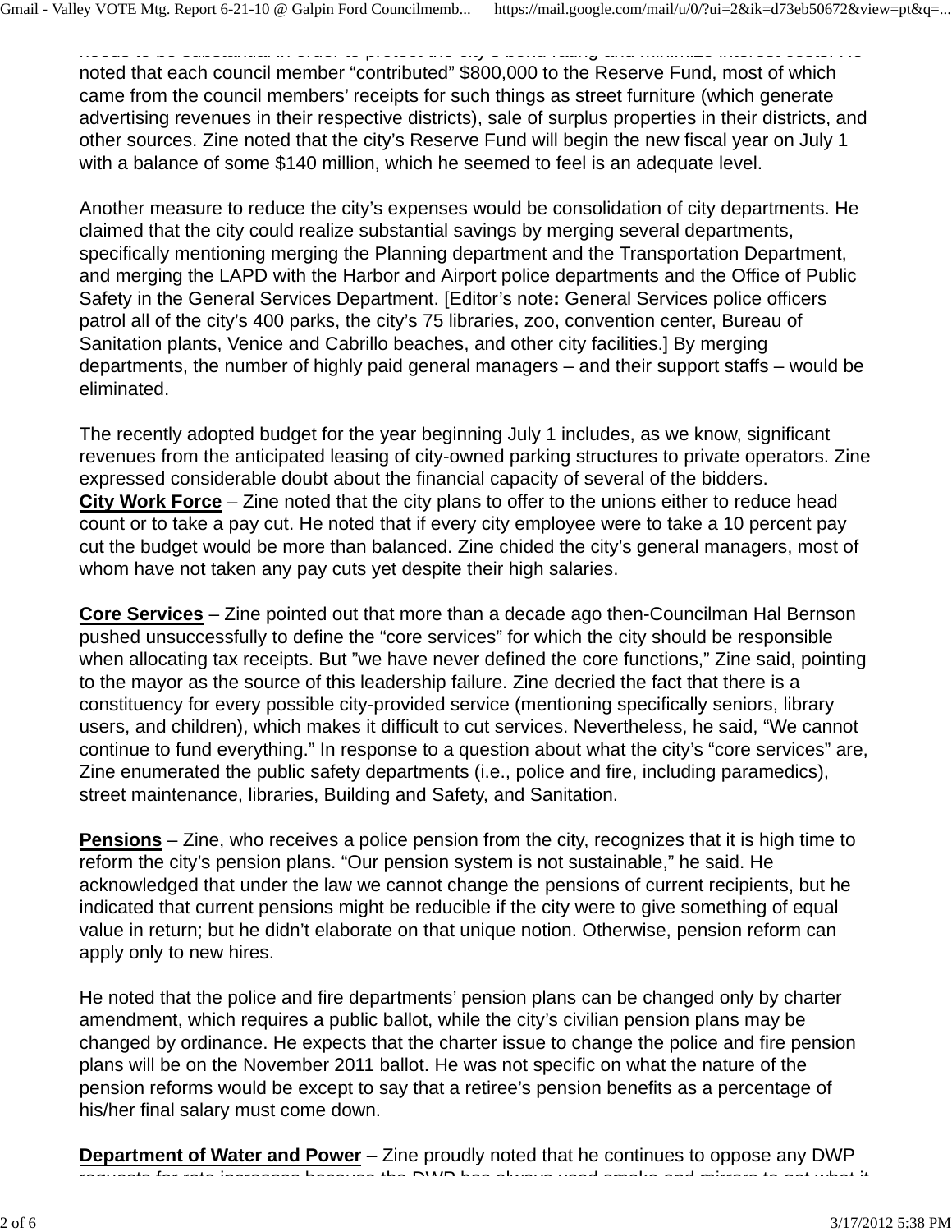needs to be substantial in order to protect the city's bond rating and minimize interest costs. He noted that each council member "contributed" $800,000 to the Reserve Fund, most of which came from the council members' receipts for such things as street furniture (which generate advertising revenues in their respective districts), sale of surplus properties in their districts, and other sources. Zine noted that the city's Reserve Fund will begin the new fiscal year on July 1 with a balance of some $140 million, which he seemed to feel is an adequate level.

Another measure to reduce the city's expenses would be consolidation of city departments. He claimed that the city could realize substantial savings by merging several departments, specifically mentioning merging the Planning department and the Transportation Department, and merging the LAPD with the Harbor and Airport police departments and the Office of Public Safety in the General Services Department. [Editor's note**:** General Services police officers patrol all of the city's 400 parks, the city's 75 libraries, zoo, convention center, Bureau of Sanitation plants, Venice and Cabrillo beaches, and other city facilities.] By merging departments, the number of highly paid general managers – and their support staffs – would be eliminated.

The recently adopted budget for the year beginning July 1 includes, as we know, significant revenues from the anticipated leasing of city-owned parking structures to private operators. Zine expressed considerable doubt about the financial capacity of several of the bidders.

**City Work Force** – Zine noted that the city plans to offer to the unions either to reduce head count or to take a pay cut. He noted that if every city employee were to take a 10 percent pay cut the budget would be more than balanced. Zine chided the city's general managers, most of whom have not taken any pay cuts yet despite their high salaries.

**Core Services** – Zine pointed out that more than a decade ago then-Councilman Hal Bernson pushed unsuccessfully to define the "core services" for which the city should be responsible when allocating tax receipts. But "we have never defined the core functions," Zine said, pointing to the mayor as the source of this leadership failure. Zine decried the fact that there is a constituency for every possible city-provided service (mentioning specifically seniors, library users, and children), which makes it difficult to cut services. Nevertheless, he said, "We cannot continue to fund everything." In response to a question about what the city's "core services" are, Zine enumerated the public safety departments (i.e., police and fire, including paramedics), street maintenance, libraries, Building and Safety, and Sanitation.

**Pensions** – Zine, who receives a police pension from the city, recognizes that it is high time to reform the city's pension plans. "Our pension system is not sustainable," he said. He acknowledged that under the law we cannot change the pensions of current recipients, but he indicated that current pensions might be reducible if the city were to give something of equal value in return; but he didn't elaborate on that unique notion. Otherwise, pension reform can apply only to new hires.

He noted that the police and fire departments' pension plans can be changed only by charter amendment, which requires a public ballot, while the city's civilian pension plans may be changed by ordinance. He expects that the charter issue to change the police and fire pension plans will be on the November 2011 ballot. He was not specific on what the nature of the pension reforms would be except to say that a retiree's pension benefits as a percentage of his/her final salary must come down.

**Department of Water and Power** – Zine proudly noted that he continues to oppose any DWP requests for rate increases because the DWP has always used smoke and mirrors to get what it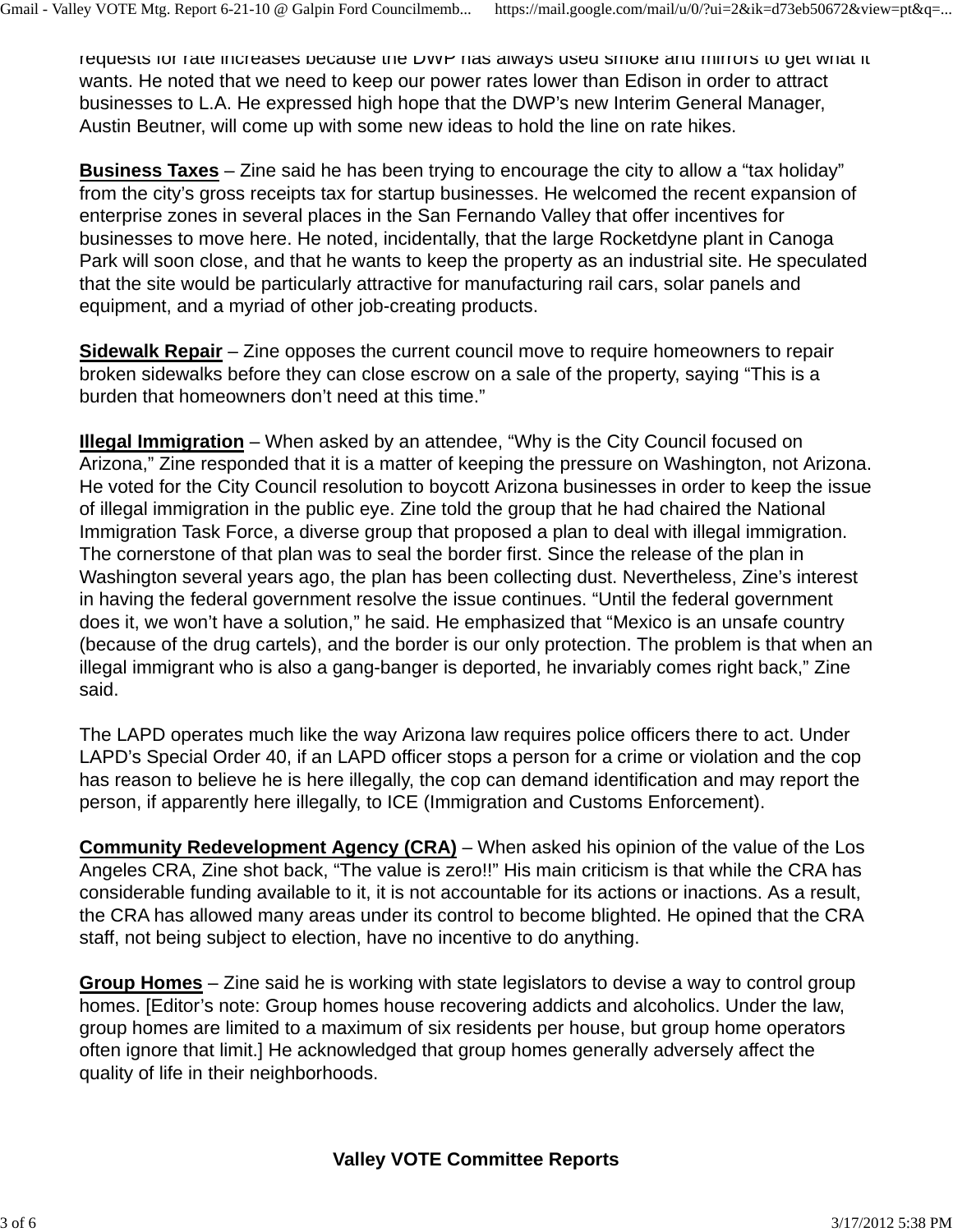requests for rate increases because the DWP has always used smoke and mirrors to get what it wants. He noted that we need to keep our power rates lower than Edison in order to attract businesses to L.A. He expressed high hope that the DWP's new Interim General Manager, Austin Beutner, will come up with some new ideas to hold the line on rate hikes.

**Business Taxes** – Zine said he has been trying to encourage the city to allow a "tax holiday" from the city's gross receipts tax for startup businesses. He welcomed the recent expansion of enterprise zones in several places in the San Fernando Valley that offer incentives for businesses to move here. He noted, incidentally, that the large Rocketdyne plant in Canoga Park will soon close, and that he wants to keep the property as an industrial site. He speculated that the site would be particularly attractive for manufacturing rail cars, solar panels and equipment, and a myriad of other job-creating products.

**Sidewalk Repair** – Zine opposes the current council move to require homeowners to repair broken sidewalks before they can close escrow on a sale of the property, saying "This is a burden that homeowners don't need at this time."

**Illegal Immigration** – When asked by an attendee, "Why is the City Council focused on Arizona," Zine responded that it is a matter of keeping the pressure on Washington, not Arizona. He voted for the City Council resolution to boycott Arizona businesses in order to keep the issue of illegal immigration in the public eye. Zine told the group that he had chaired the National Immigration Task Force, a diverse group that proposed a plan to deal with illegal immigration. The cornerstone of that plan was to seal the border first. Since the release of the plan in Washington several years ago, the plan has been collecting dust. Nevertheless, Zine's interest in having the federal government resolve the issue continues. "Until the federal government does it, we won't have a solution," he said. He emphasized that "Mexico is an unsafe country (because of the drug cartels), and the border is our only protection. The problem is that when an illegal immigrant who is also a gang-banger is deported, he invariably comes right back," Zine said.

The LAPD operates much like the way Arizona law requires police officers there to act. Under LAPD's Special Order 40, if an LAPD officer stops a person for a crime or violation and the cop has reason to believe he is here illegally, the cop can demand identification and may report the person, if apparently here illegally, to ICE (Immigration and Customs Enforcement).

**Community Redevelopment Agency (CRA)** – When asked his opinion of the value of the Los Angeles CRA, Zine shot back, "The value is zero!!" His main criticism is that while the CRA has considerable funding available to it, it is not accountable for its actions or inactions. As a result, the CRA has allowed many areas under its control to become blighted. He opined that the CRA staff, not being subject to election, have no incentive to do anything.

**Group Homes** – Zine said he is working with state legislators to devise a way to control group homes. [Editor's note: Group homes house recovering addicts and alcoholics. Under the law, group homes are limited to a maximum of six residents per house, but group home operators often ignore that limit.] He acknowledged that group homes generally adversely affect the quality of life in their neighborhoods.

## Valley VOTE Committee Reports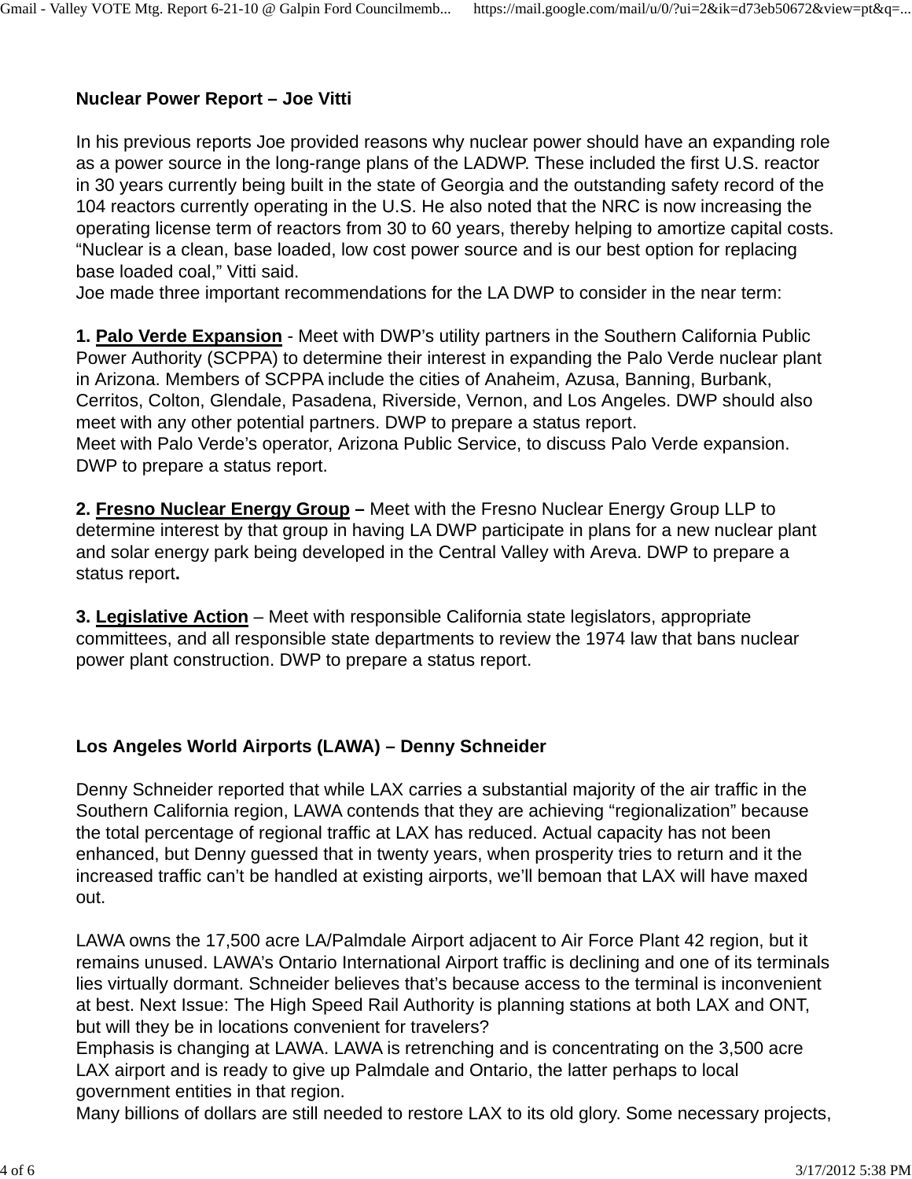**Nuclear Power Report – Joe Vitti**

In his previous reports Joe provided reasons why nuclear power should have an expanding role as a power source in the long-range plans of the LADWP. These included the first U.S. reactor in 30 years currently being built in the state of Georgia and the outstanding safety record of the 104 reactors currently operating in the U.S. He also noted that the NRC is now increasing the operating license term of reactors from 30 to 60 years, thereby helping to amortize capital costs. "Nuclear is a clean, base loaded, low cost power source and is our best option for replacing base loaded coal," Vitti said.
Joe made three important recommendations for the LA DWP to consider in the near term:

**1. <u>Palo Verde Expansion</u>** - Meet with DWP's utility partners in the Southern California Public Power Authority (SCPPA) to determine their interest in expanding the Palo Verde nuclear plant in Arizona. Members of SCPPA include the cities of Anaheim, Azusa, Banning, Burbank, Cerritos, Colton, Glendale, Pasadena, Riverside, Vernon, and Los Angeles. DWP should also meet with any other potential partners. DWP to prepare a status report.
Meet with Palo Verde's operator, Arizona Public Service, to discuss Palo Verde expansion. DWP to prepare a status report.

**2. <u>Fresno Nuclear Energy Group</u> –** Meet with the Fresno Nuclear Energy Group LLP to determine interest by that group in having LA DWP participate in plans for a new nuclear plant and solar energy park being developed in the Central Valley with Areva. DWP to prepare a status report**.**

**3. <u>Legislative Action</u>** – Meet with responsible California state legislators, appropriate committees, and all responsible state departments to review the 1974 law that bans nuclear power plant construction. DWP to prepare a status report.

**Los Angeles World Airports (LAWA) – Denny Schneider**

Denny Schneider reported that while LAX carries a substantial majority of the air traffic in the Southern California region, LAWA contends that they are achieving "regionalization" because the total percentage of regional traffic at LAX has reduced. Actual capacity has not been enhanced, but Denny guessed that in twenty years, when prosperity tries to return and it the increased traffic can't be handled at existing airports, we'll bemoan that LAX will have maxed out.

LAWA owns the 17,500 acre LA/Palmdale Airport adjacent to Air Force Plant 42 region, but it remains unused. LAWA's Ontario International Airport traffic is declining and one of its terminals lies virtually dormant. Schneider believes that's because access to the terminal is inconvenient at best. Next Issue: The High Speed Rail Authority is planning stations at both LAX and ONT, but will they be in locations convenient for travelers?
Emphasis is changing at LAWA. LAWA is retrenching and is concentrating on the 3,500 acre LAX airport and is ready to give up Palmdale and Ontario, the latter perhaps to local government entities in that region.
Many billions of dollars are still needed to restore LAX to its old glory. Some necessary projects,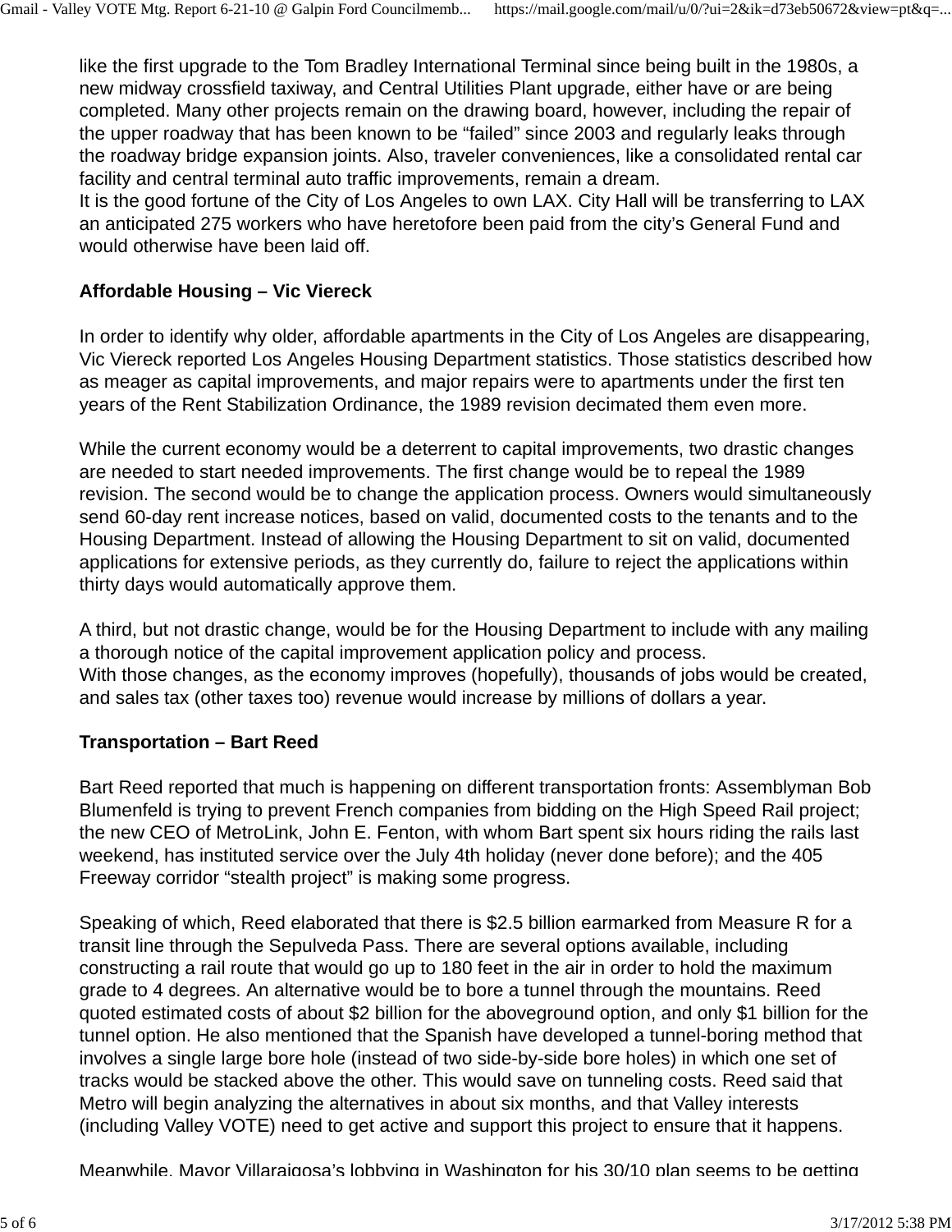like the first upgrade to the Tom Bradley International Terminal since being built in the 1980s, a new midway crossfield taxiway, and Central Utilities Plant upgrade, either have or are being completed. Many other projects remain on the drawing board, however, including the repair of the upper roadway that has been known to be "failed" since 2003 and regularly leaks through the roadway bridge expansion joints. Also, traveler conveniences, like a consolidated rental car facility and central terminal auto traffic improvements, remain a dream.
It is the good fortune of the City of Los Angeles to own LAX. City Hall will be transferring to LAX an anticipated 275 workers who have heretofore been paid from the city's General Fund and would otherwise have been laid off.

**Affordable Housing – Vic Viereck**

In order to identify why older, affordable apartments in the City of Los Angeles are disappearing, Vic Viereck reported Los Angeles Housing Department statistics. Those statistics described how as meager as capital improvements, and major repairs were to apartments under the first ten years of the Rent Stabilization Ordinance, the 1989 revision decimated them even more.

While the current economy would be a deterrent to capital improvements, two drastic changes are needed to start needed improvements. The first change would be to repeal the 1989 revision. The second would be to change the application process. Owners would simultaneously send 60-day rent increase notices, based on valid, documented costs to the tenants and to the Housing Department. Instead of allowing the Housing Department to sit on valid, documented applications for extensive periods, as they currently do, failure to reject the applications within thirty days would automatically approve them.

A third, but not drastic change, would be for the Housing Department to include with any mailing a thorough notice of the capital improvement application policy and process.
With those changes, as the economy improves (hopefully), thousands of jobs would be created, and sales tax (other taxes too) revenue would increase by millions of dollars a year.

**Transportation – Bart Reed**

Bart Reed reported that much is happening on different transportation fronts: Assemblyman Bob Blumenfeld is trying to prevent French companies from bidding on the High Speed Rail project; the new CEO of MetroLink, John E. Fenton, with whom Bart spent six hours riding the rails last weekend, has instituted service over the July 4th holiday (never done before); and the 405 Freeway corridor "stealth project" is making some progress.

Speaking of which, Reed elaborated that there is $2.5 billion earmarked from Measure R for a transit line through the Sepulveda Pass. There are several options available, including constructing a rail route that would go up to 180 feet in the air in order to hold the maximum grade to 4 degrees. An alternative would be to bore a tunnel through the mountains. Reed quoted estimated costs of about $2 billion for the aboveground option, and only $1 billion for the tunnel option. He also mentioned that the Spanish have developed a tunnel-boring method that involves a single large bore hole (instead of two side-by-side bore holes) in which one set of tracks would be stacked above the other. This would save on tunneling costs. Reed said that Metro will begin analyzing the alternatives in about six months, and that Valley interests (including Valley VOTE) need to get active and support this project to ensure that it happens.

Meanwhile, Mayor Villaraigosa's lobbying in Washington for his 30/10 plan seems to be getting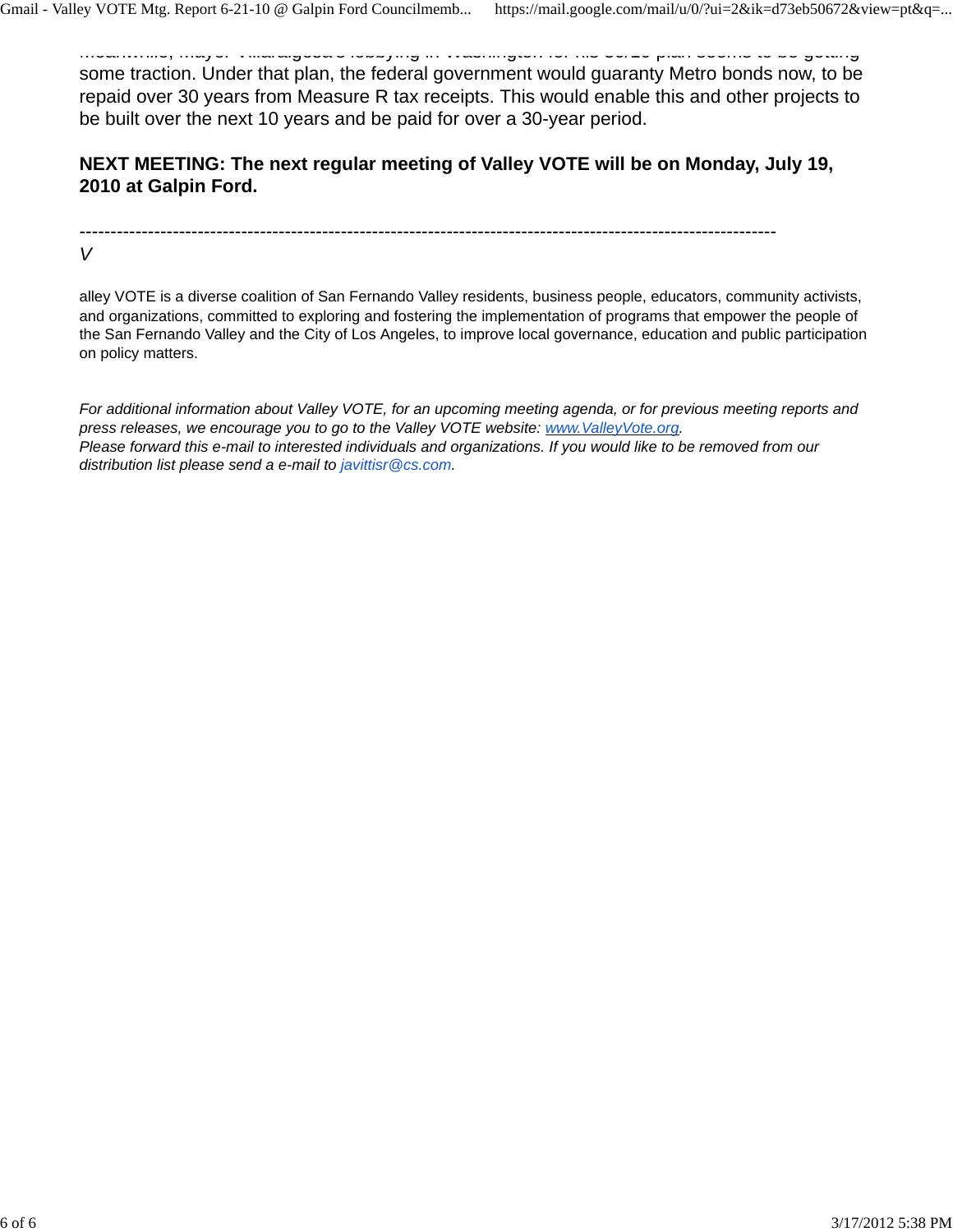Meanwhile, Mayor Villaraigosa's lobbying in Washington for his 30/10 plan seems to be getting some traction. Under that plan, the federal government would guaranty Metro bonds now, to be repaid over 30 years from Measure R tax receipts. This would enable this and other projects to be built over the next 10 years and be paid for over a 30-year period.

**NEXT MEETING: The next regular meeting of Valley VOTE will be on Monday, July 19, 2010 at Galpin Ford.**

---

*V*

alley VOTE is a diverse coalition of San Fernando Valley residents, business people, educators, community activists, and organizations, committed to exploring and fostering the implementation of programs that empower the people of the San Fernando Valley and the City of Los Angeles, to improve local governance, education and public participation on policy matters.

*For additional information about Valley VOTE, for an upcoming meeting agenda, or for previous meeting reports and press releases, we encourage you to go to the Valley VOTE website: www.ValleyVote.org.*
*Please forward this e-mail to interested individuals and organizations. If you would like to be removed from our distribution list please send a e-mail to javittisr@cs.com.*